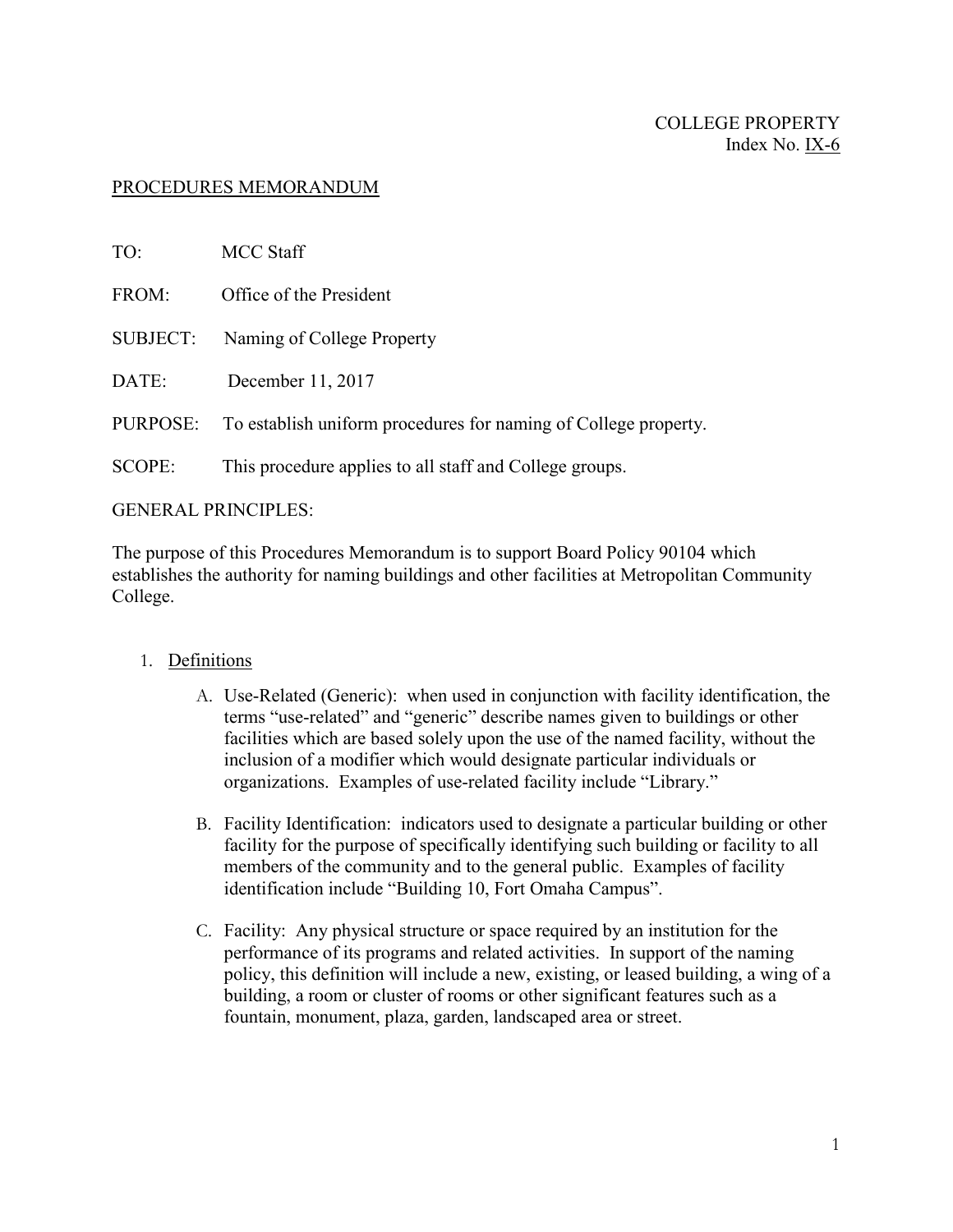COLLEGE PROPERTY
Index No. IX-6

PROCEDURES MEMORANDUM

TO: MCC Staff

FROM: Office of the President

SUBJECT: Naming of College Property

DATE: December 11, 2017

PURPOSE: To establish uniform procedures for naming of College property.

SCOPE: This procedure applies to all staff and College groups.

GENERAL PRINCIPLES:

The purpose of this Procedures Memorandum is to support Board Policy 90104 which establishes the authority for naming buildings and other facilities at Metropolitan Community College.

1. Definitions

   A. Use-Related (Generic): when used in conjunction with facility identification, the terms "use-related" and "generic" describe names given to buildings or other facilities which are based solely upon the use of the named facility, without the inclusion of a modifier which would designate particular individuals or organizations. Examples of use-related facility include "Library."

   B. Facility Identification: indicators used to designate a particular building or other facility for the purpose of specifically identifying such building or facility to all members of the community and to the general public. Examples of facility identification include "Building 10, Fort Omaha Campus".

   C. Facility: Any physical structure or space required by an institution for the performance of its programs and related activities. In support of the naming policy, this definition will include a new, existing, or leased building, a wing of a building, a room or cluster of rooms or other significant features such as a fountain, monument, plaza, garden, landscaped area or street.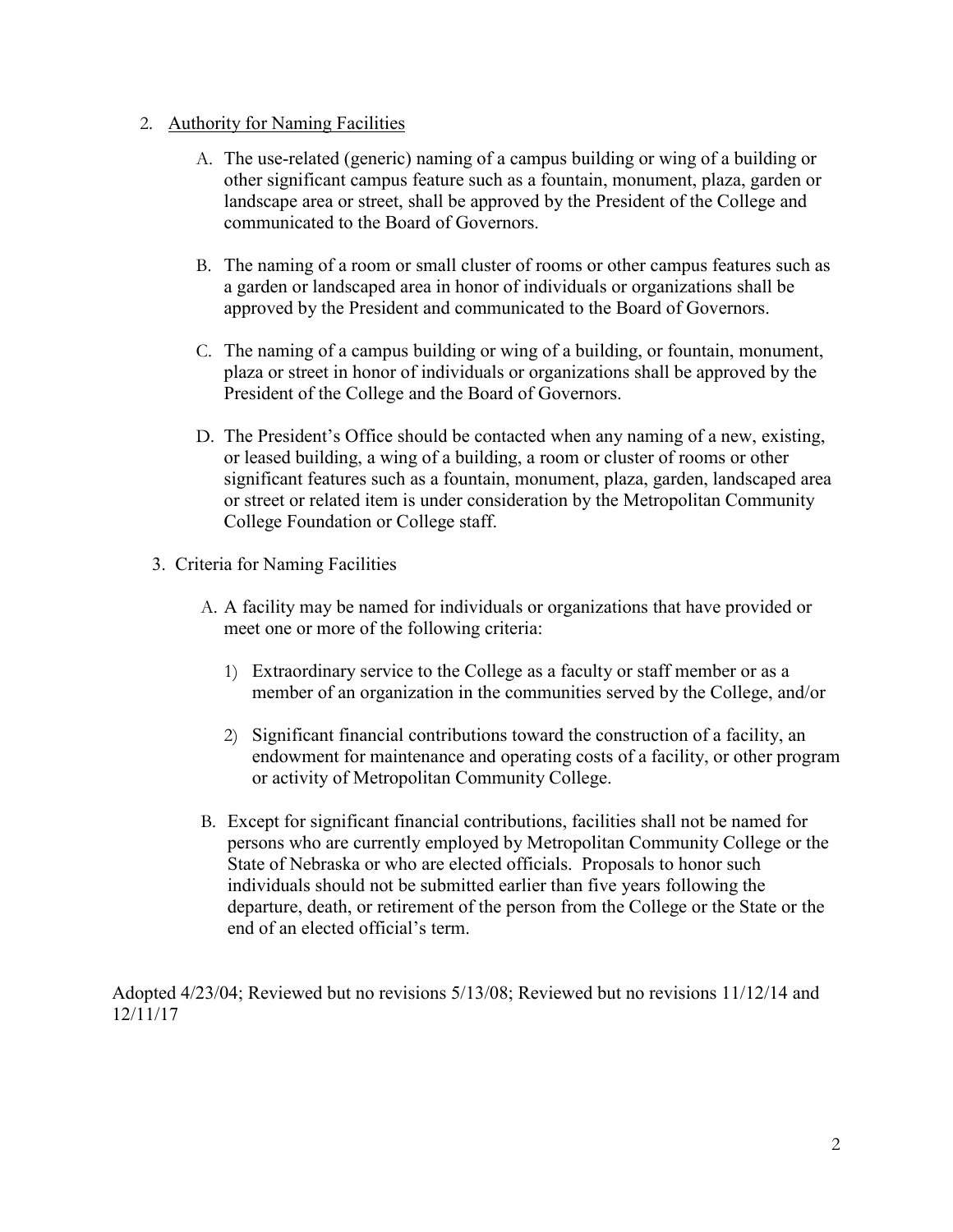2. <u>Authority for Naming Facilities</u>

   A. The use-related (generic) naming of a campus building or wing of a building or other significant campus feature such as a fountain, monument, plaza, garden or landscape area or street, shall be approved by the President of the College and communicated to the Board of Governors.

   B. The naming of a room or small cluster of rooms or other campus features such as a garden or landscaped area in honor of individuals or organizations shall be approved by the President and communicated to the Board of Governors.

   C. The naming of a campus building or wing of a building, or fountain, monument, plaza or street in honor of individuals or organizations shall be approved by the President of the College and the Board of Governors.

   D. The President's Office should be contacted when any naming of a new, existing, or leased building, a wing of a building, a room or cluster of rooms or other significant features such as a fountain, monument, plaza, garden, landscaped area or street or related item is under consideration by the Metropolitan Community College Foundation or College staff.

3. Criteria for Naming Facilities

   A. A facility may be named for individuals or organizations that have provided or meet one or more of the following criteria:

      1) Extraordinary service to the College as a faculty or staff member or as a member of an organization in the communities served by the College, and/or

      2) Significant financial contributions toward the construction of a facility, an endowment for maintenance and operating costs of a facility, or other program or activity of Metropolitan Community College.

   B. Except for significant financial contributions, facilities shall not be named for persons who are currently employed by Metropolitan Community College or the State of Nebraska or who are elected officials. Proposals to honor such individuals should not be submitted earlier than five years following the departure, death, or retirement of the person from the College or the State or the end of an elected official's term.

Adopted 4/23/04; Reviewed but no revisions 5/13/08; Reviewed but no revisions 11/12/14 and 12/11/17